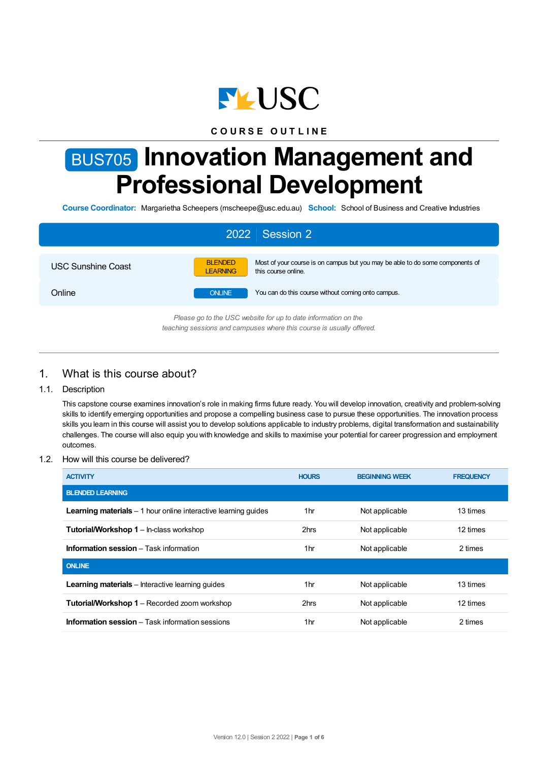COURSE OUTLINE

# BUS705 Innovation Management and Professional Development

**Course Coordinator:** Margarietha Scheepers (mscheepe@usc.edu.au) **School:** School of Business and Creative Industries

| 2022 Session 2 | | |
|---|---|---|
| USC Sunshine Coast | BLENDED LEARNING | Most of your course is on campus but you may be able to do some components of this course online. |
| Online | ONLINE | You can do this course without coming onto campus. |

*Please go to the USC website for up to date information on the teaching sessions and campuses where this course is usually offered.*

## 1. What is this course about?

### 1.1. Description

This capstone course examines innovation's role in making firms future ready. You will develop innovation, creativity and problem-solving skills to identify emerging opportunities and propose a compelling business case to pursue these opportunities. The innovation process skills you learn in this course will assist you to develop solutions applicable to industry problems, digital transformation and sustainability challenges. The course will also equip you with knowledge and skills to maximise your potential for career progression and employment outcomes.

### 1.2. How will this course be delivered?

| ACTIVITY | HOURS | BEGINNING WEEK | FREQUENCY |
|---|---|---|---|
| **BLENDED LEARNING** | | | |
| **Learning materials** – 1 hour online interactive learning guides | 1hr | Not applicable | 13 times |
| **Tutorial/Workshop 1** – In-class workshop | 2hrs | Not applicable | 12 times |
| **Information session** – Task information | 1hr | Not applicable | 2 times |
| **ONLINE** | | | |
| **Learning materials** – Interactive learning guides | 1hr | Not applicable | 13 times |
| **Tutorial/Workshop 1** – Recorded zoom workshop | 2hrs | Not applicable | 12 times |
| **Information session** – Task information sessions | 1hr | Not applicable | 2 times |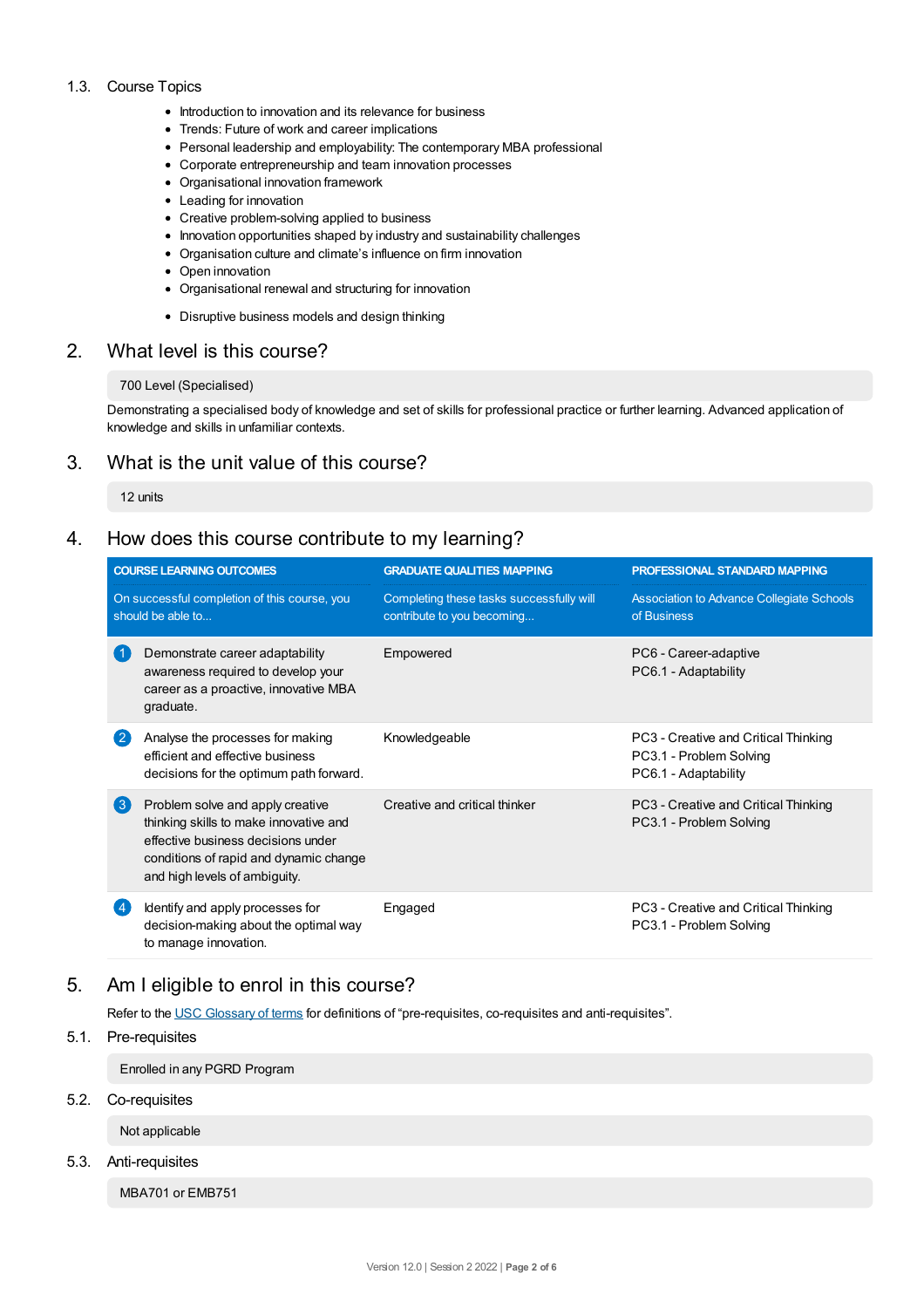### 1.3. Course Topics

- Introduction to innovation and its relevance for business
- Trends: Future of work and career implications
- Personal leadership and employability: The contemporary MBA professional
- Corporate entrepreneurship and team innovation processes
- Organisational innovation framework
- Leading for innovation
- Creative problem-solving applied to business
- Innovation opportunities shaped by industry and sustainability challenges
- Organisation culture and climate's influence on firm innovation
- Open innovation
- Organisational renewal and structuring for innovation
- Disruptive business models and design thinking

## 2. What level is this course?

700 Level (Specialised)

Demonstrating a specialised body of knowledge and set of skills for professional practice or further learning. Advanced application of knowledge and skills in unfamiliar contexts.

## 3. What is the unit value of this course?

12 units

## 4. How does this course contribute to my learning?

| COURSE LEARNING OUTCOMES | | GRADUATE QUALITIES MAPPING | PROFESSIONAL STANDARD MAPPING |
|---|---|---|---|
| On successful completion of this course, you should be able to... | | Completing these tasks successfully will contribute to you becoming... | Association to Advance Collegiate Schools of Business |
| 1 | Demonstrate career adaptability awareness required to develop your career as a proactive, innovative MBA graduate. | Empowered | PC6 - Career-adaptive<br>PC6.1 - Adaptability |
| 2 | Analyse the processes for making efficient and effective business decisions for the optimum path forward. | Knowledgeable | PC3 - Creative and Critical Thinking<br>PC3.1 - Problem Solving<br>PC6.1 - Adaptability |
| 3 | Problem solve and apply creative thinking skills to make innovative and effective business decisions under conditions of rapid and dynamic change and high levels of ambiguity. | Creative and critical thinker | PC3 - Creative and Critical Thinking<br>PC3.1 - Problem Solving |
| 4 | Identify and apply processes for decision-making about the optimal way to manage innovation. | Engaged | PC3 - Creative and Critical Thinking<br>PC3.1 - Problem Solving |

## 5. Am I eligible to enrol in this course?

Refer to the USC Glossary of terms for definitions of "pre-requisites, co-requisites and anti-requisites".

### 5.1. Pre-requisites

Enrolled in any PGRD Program

### 5.2. Co-requisites

Not applicable

### 5.3. Anti-requisites

MBA701 or EMB751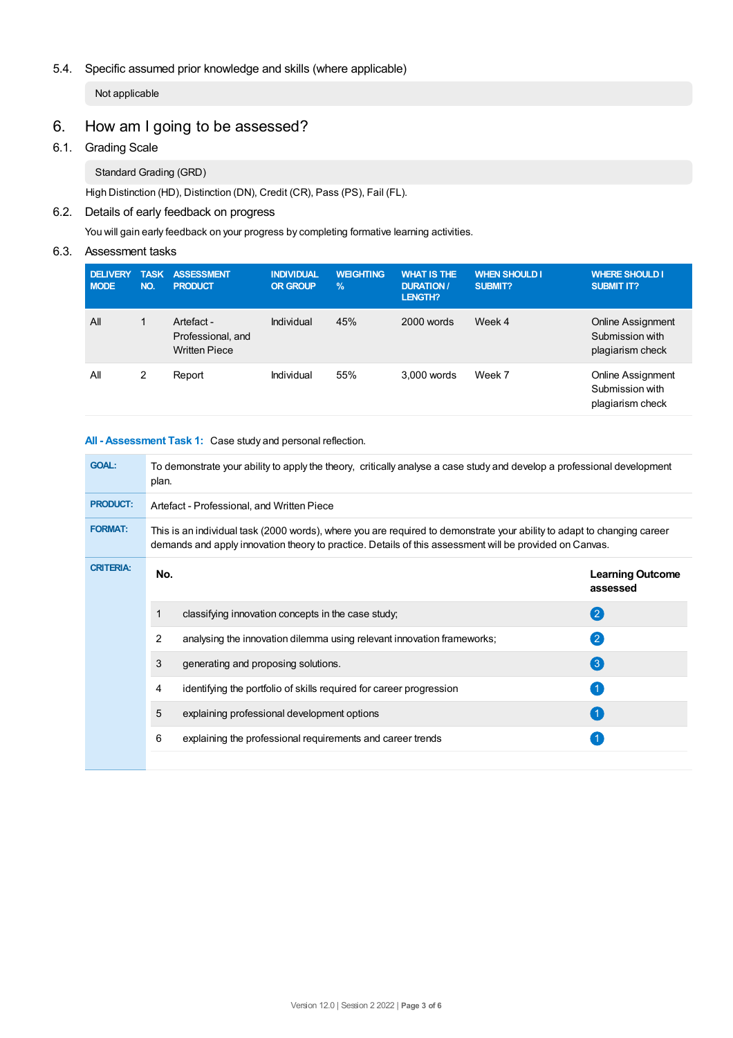### 5.4. Specific assumed prior knowledge and skills (where applicable)

Not applicable

## 6. How am I going to be assessed?

### 6.1. Grading Scale

Standard Grading (GRD)

High Distinction (HD), Distinction (DN), Credit (CR), Pass (PS), Fail (FL).

### 6.2. Details of early feedback on progress

You will gain early feedback on your progress by completing formative learning activities.

### 6.3. Assessment tasks

| DELIVERY MODE | TASK NO. | ASSESSMENT PRODUCT | INDIVIDUAL OR GROUP | WEIGHTING % | WHAT IS THE DURATION / LENGTH? | WHEN SHOULD I SUBMIT? | WHERE SHOULD I SUBMIT IT? |
|---|---|---|---|---|---|---|---|
| All | 1 | Artefact - Professional, and Written Piece | Individual | 45% | 2000 words | Week 4 | Online Assignment Submission with plagiarism check |
| All | 2 | Report | Individual | 55% | 3,000 words | Week 7 | Online Assignment Submission with plagiarism check |

**All - Assessment Task 1:** Case study and personal reflection.

**GOAL:** To demonstrate your ability to apply the theory, critically analyse a case study and develop a professional development plan.

**PRODUCT:** Artefact - Professional, and Written Piece

**FORMAT:** This is an individual task (2000 words), where you are required to demonstrate your ability to adapt to changing career demands and apply innovation theory to practice. Details of this assessment will be provided on Canvas.

**CRITERIA:**

| No. | | Learning Outcome assessed |
|---|---|---|
| 1 | classifying innovation concepts in the case study; | 2 |
| 2 | analysing the innovation dilemma using relevant innovation frameworks; | 2 |
| 3 | generating and proposing solutions. | 3 |
| 4 | identifying the portfolio of skills required for career progression | 1 |
| 5 | explaining professional development options | 1 |
| 6 | explaining the professional requirements and career trends | 1 |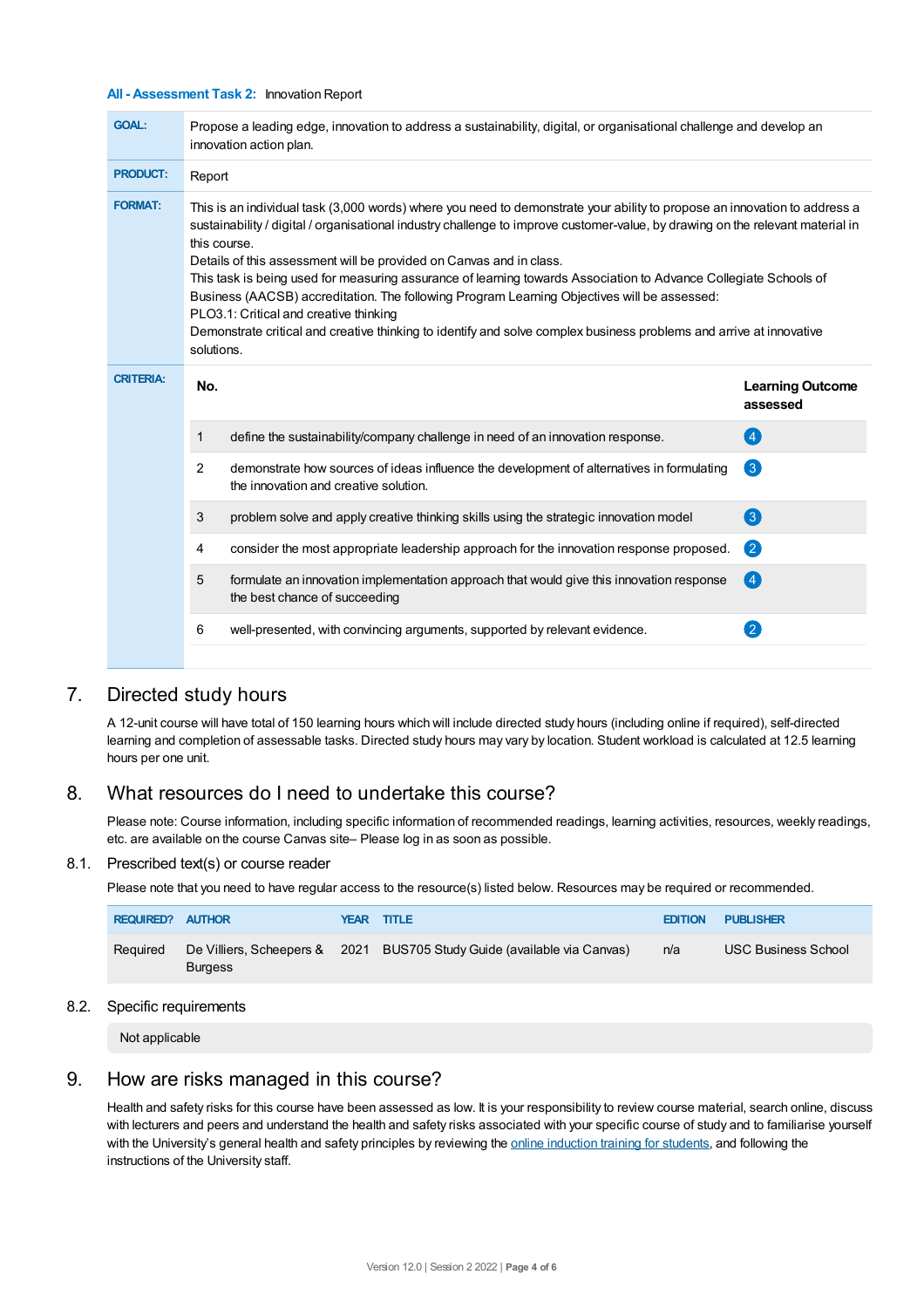**All - Assessment Task 2:** Innovation Report

| | |
|---|---|
| **GOAL:** | Propose a leading edge, innovation to address a sustainability, digital, or organisational challenge and develop an innovation action plan. |
| **PRODUCT:** | Report |
| **FORMAT:** | This is an individual task (3,000 words) where you need to demonstrate your ability to propose an innovation to address a sustainability / digital / organisational industry challenge to improve customer-value, by drawing on the relevant material in this course.<br>Details of this assessment will be provided on Canvas and in class.<br>This task is being used for measuring assurance of learning towards Association to Advance Collegiate Schools of Business (AACSB) accreditation. The following Program Learning Objectives will be assessed:<br>PLO3.1: Critical and creative thinking<br>Demonstrate critical and creative thinking to identify and solve complex business problems and arrive at innovative solutions. |
| **CRITERIA:** | |

| No. | | Learning Outcome assessed |
|---|---|---|
| 1 | define the sustainability/company challenge in need of an innovation response. | 4 |
| 2 | demonstrate how sources of ideas influence the development of alternatives in formulating the innovation and creative solution. | 3 |
| 3 | problem solve and apply creative thinking skills using the strategic innovation model | 3 |
| 4 | consider the most appropriate leadership approach for the innovation response proposed. | 2 |
| 5 | formulate an innovation implementation approach that would give this innovation response the best chance of succeeding | 4 |
| 6 | well-presented, with convincing arguments, supported by relevant evidence. | 2 |

# 7. Directed study hours

A 12-unit course will have total of 150 learning hours which will include directed study hours (including online if required), self-directed learning and completion of assessable tasks. Directed study hours may vary by location. Student workload is calculated at 12.5 learning hours per one unit.

# 8. What resources do I need to undertake this course?

Please note: Course information, including specific information of recommended readings, learning activities, resources, weekly readings, etc. are available on the course Canvas site– Please log in as soon as possible.

## 8.1. Prescribed text(s) or course reader

Please note that you need to have regular access to the resource(s) listed below. Resources may be required or recommended.

| REQUIRED? | AUTHOR | YEAR | TITLE | EDITION | PUBLISHER |
|---|---|---|---|---|---|
| Required | De Villiers, Scheepers & Burgess | 2021 | BUS705 Study Guide (available via Canvas) | n/a | USC Business School |

## 8.2. Specific requirements

Not applicable

# 9. How are risks managed in this course?

Health and safety risks for this course have been assessed as low. It is your responsibility to review course material, search online, discuss with lecturers and peers and understand the health and safety risks associated with your specific course of study and to familiarise yourself with the University's general health and safety principles by reviewing the online induction training for students, and following the instructions of the University staff.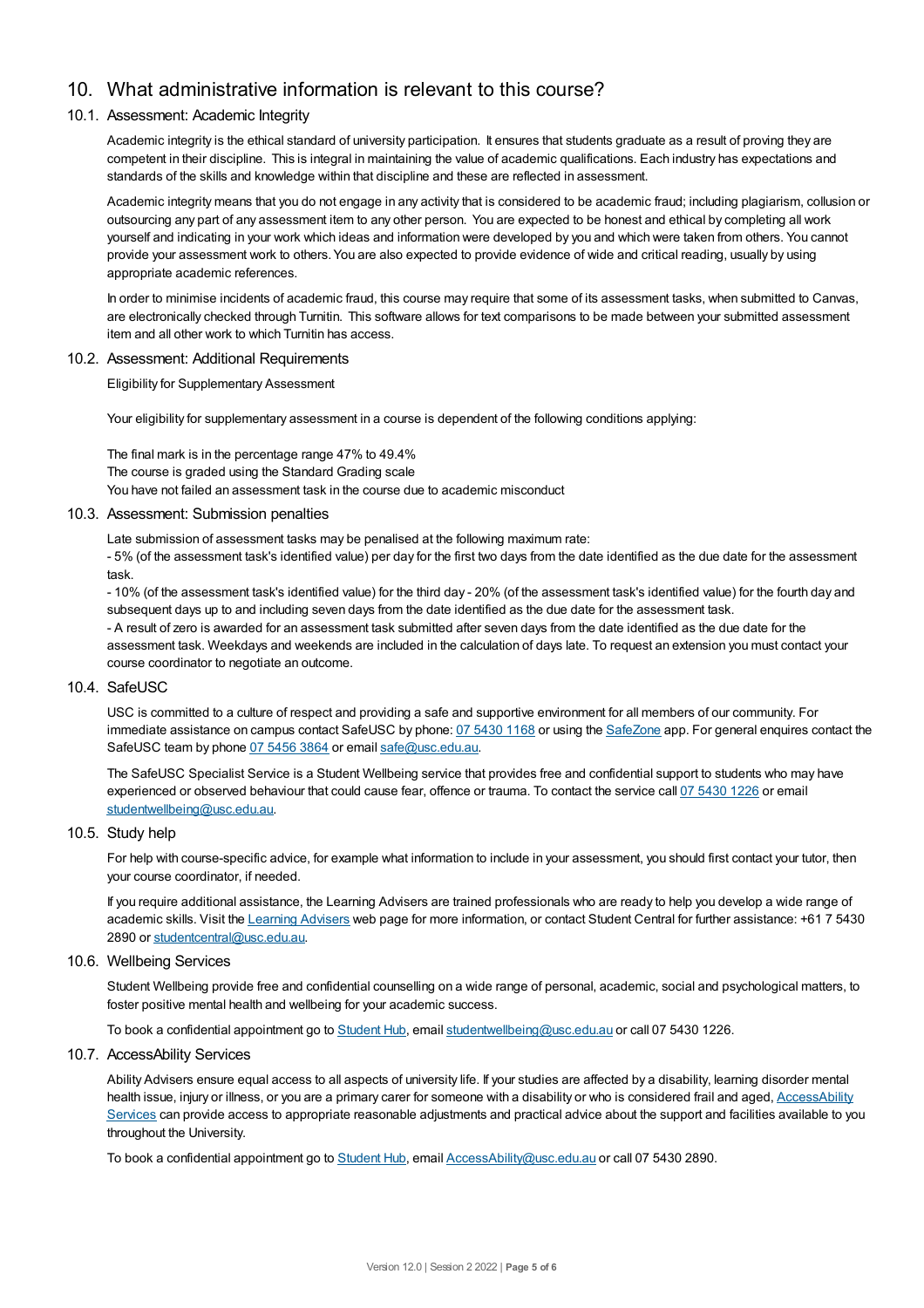## 10. What administrative information is relevant to this course?

### 10.1. Assessment: Academic Integrity

Academic integrity is the ethical standard of university participation. It ensures that students graduate as a result of proving they are competent in their discipline. This is integral in maintaining the value of academic qualifications. Each industry has expectations and standards of the skills and knowledge within that discipline and these are reflected in assessment.

Academic integrity means that you do not engage in any activity that is considered to be academic fraud; including plagiarism, collusion or outsourcing any part of any assessment item to any other person. You are expected to be honest and ethical by completing all work yourself and indicating in your work which ideas and information were developed by you and which were taken from others. You cannot provide your assessment work to others. You are also expected to provide evidence of wide and critical reading, usually by using appropriate academic references.

In order to minimise incidents of academic fraud, this course may require that some of its assessment tasks, when submitted to Canvas, are electronically checked through Turnitin. This software allows for text comparisons to be made between your submitted assessment item and all other work to which Turnitin has access.

### 10.2. Assessment: Additional Requirements

Eligibility for Supplementary Assessment

Your eligibility for supplementary assessment in a course is dependent of the following conditions applying:

The final mark is in the percentage range 47% to 49.4%
The course is graded using the Standard Grading scale
You have not failed an assessment task in the course due to academic misconduct

### 10.3. Assessment: Submission penalties

Late submission of assessment tasks may be penalised at the following maximum rate:
- 5% (of the assessment task's identified value) per day for the first two days from the date identified as the due date for the assessment task.
- 10% (of the assessment task's identified value) for the third day - 20% (of the assessment task's identified value) for the fourth day and subsequent days up to and including seven days from the date identified as the due date for the assessment task.
- A result of zero is awarded for an assessment task submitted after seven days from the date identified as the due date for the assessment task. Weekdays and weekends are included in the calculation of days late. To request an extension you must contact your course coordinator to negotiate an outcome.

### 10.4. SafeUSC

USC is committed to a culture of respect and providing a safe and supportive environment for all members of our community. For immediate assistance on campus contact SafeUSC by phone: 07 5430 1168 or using the SafeZone app. For general enquires contact the SafeUSC team by phone 07 5456 3864 or email safe@usc.edu.au.

The SafeUSC Specialist Service is a Student Wellbeing service that provides free and confidential support to students who may have experienced or observed behaviour that could cause fear, offence or trauma. To contact the service call 07 5430 1226 or email studentwellbeing@usc.edu.au.

### 10.5. Study help

For help with course-specific advice, for example what information to include in your assessment, you should first contact your tutor, then your course coordinator, if needed.

If you require additional assistance, the Learning Advisers are trained professionals who are ready to help you develop a wide range of academic skills. Visit the Learning Advisers web page for more information, or contact Student Central for further assistance: +61 7 5430 2890 or studentcentral@usc.edu.au.

### 10.6. Wellbeing Services

Student Wellbeing provide free and confidential counselling on a wide range of personal, academic, social and psychological matters, to foster positive mental health and wellbeing for your academic success.

To book a confidential appointment go to Student Hub, email studentwellbeing@usc.edu.au or call 07 5430 1226.

### 10.7. AccessAbility Services

Ability Advisers ensure equal access to all aspects of university life. If your studies are affected by a disability, learning disorder mental health issue, injury or illness, or you are a primary carer for someone with a disability or who is considered frail and aged, AccessAbility Services can provide access to appropriate reasonable adjustments and practical advice about the support and facilities available to you throughout the University.

To book a confidential appointment go to Student Hub, email AccessAbility@usc.edu.au or call 07 5430 2890.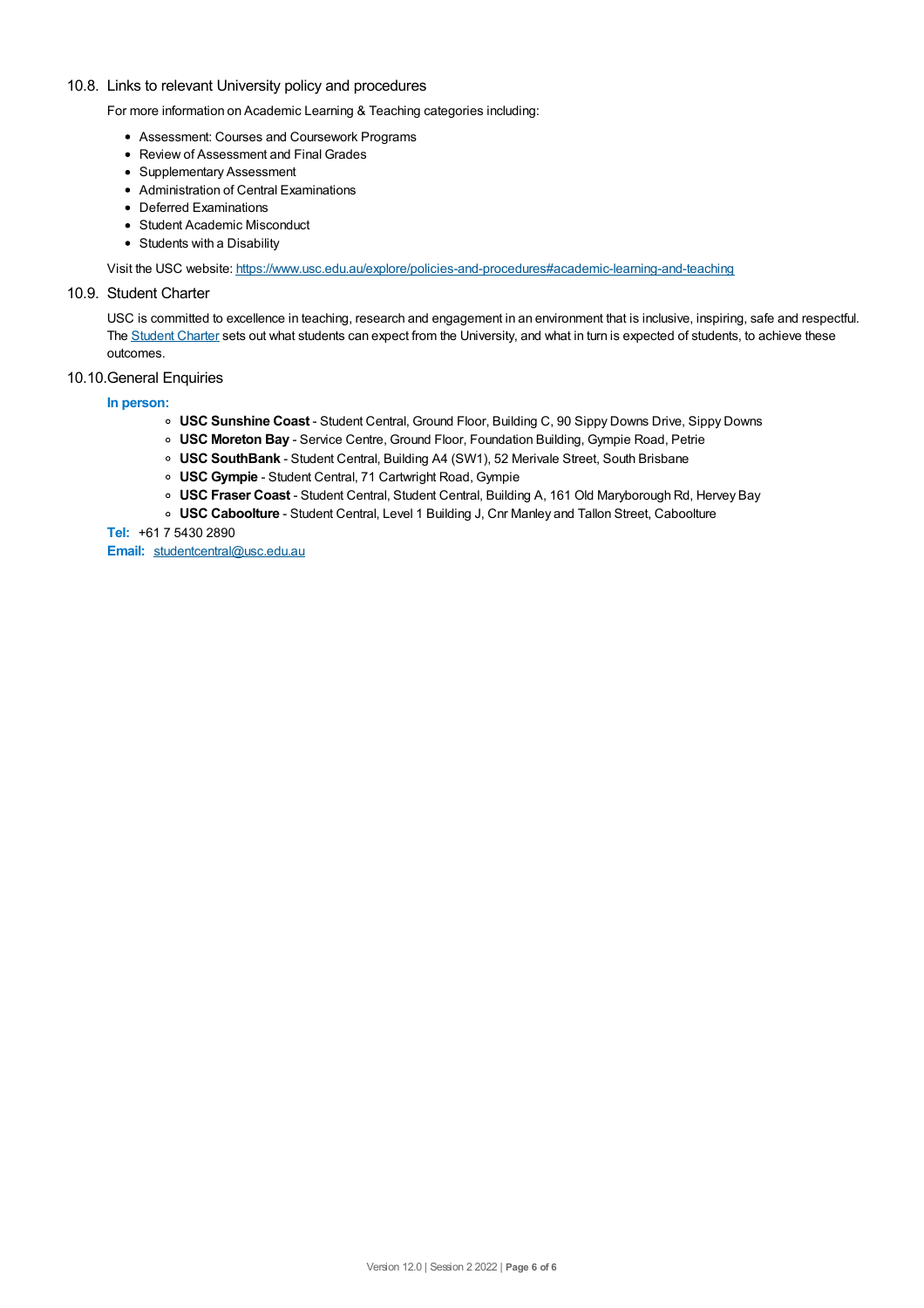### 10.8. Links to relevant University policy and procedures

For more information on Academic Learning & Teaching categories including:

- Assessment: Courses and Coursework Programs
- Review of Assessment and Final Grades
- Supplementary Assessment
- Administration of Central Examinations
- Deferred Examinations
- Student Academic Misconduct
- Students with a Disability

Visit the USC website: https://www.usc.edu.au/explore/policies-and-procedures#academic-learning-and-teaching

### 10.9. Student Charter

USC is committed to excellence in teaching, research and engagement in an environment that is inclusive, inspiring, safe and respectful. The Student Charter sets out what students can expect from the University, and what in turn is expected of students, to achieve these outcomes.

### 10.10. General Enquiries

**In person:**

- **USC Sunshine Coast** - Student Central, Ground Floor, Building C, 90 Sippy Downs Drive, Sippy Downs
- **USC Moreton Bay** - Service Centre, Ground Floor, Foundation Building, Gympie Road, Petrie
- **USC SouthBank** - Student Central, Building A4 (SW1), 52 Merivale Street, South Brisbane
- **USC Gympie** - Student Central, 71 Cartwright Road, Gympie
- **USC Fraser Coast** - Student Central, Student Central, Building A, 161 Old Maryborough Rd, Hervey Bay
- **USC Caboolture** - Student Central, Level 1 Building J, Cnr Manley and Tallon Street, Caboolture

**Tel:** +61 7 5430 2890

**Email:** studentcentral@usc.edu.au